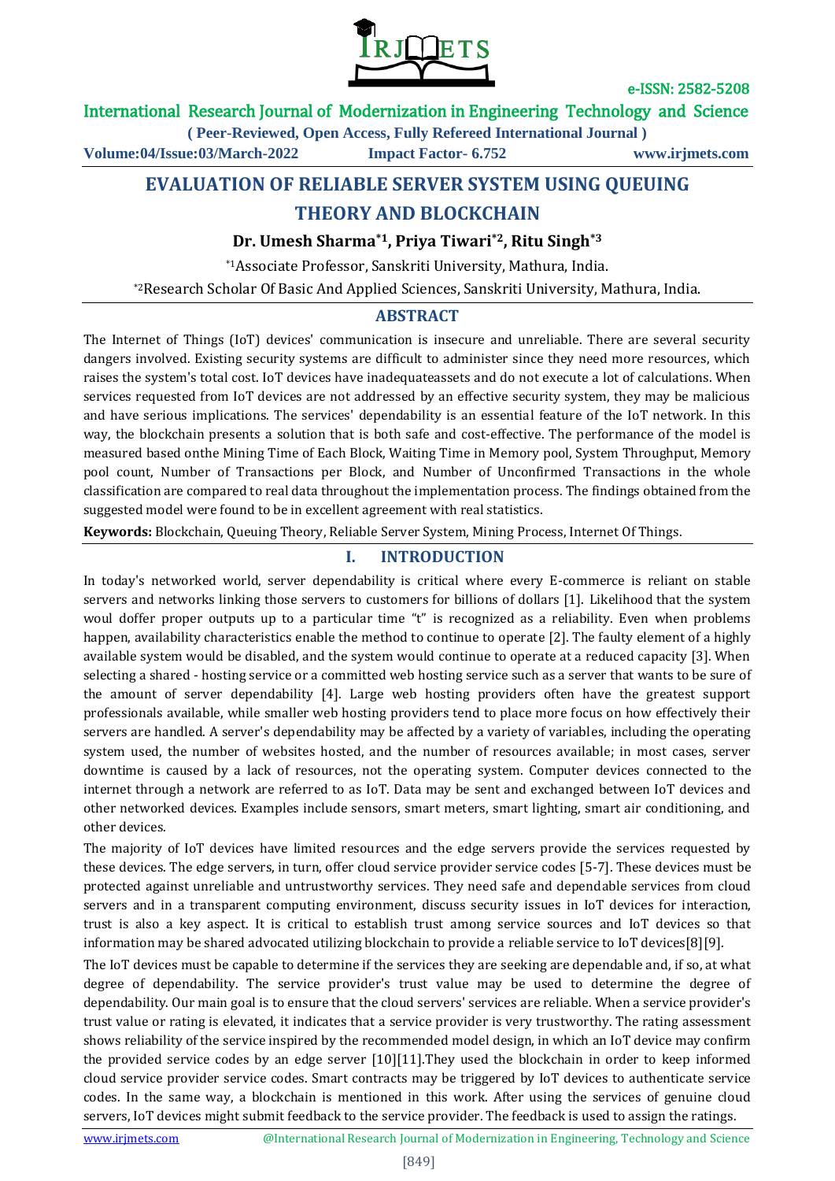# EVALUATION OF RELIABLE SERVER SYSTEM USING QUEUING THEORY AND BLOCKCHAIN

**Dr. Umesh Sharma*[1], Priya Tiwari*[2], Ritu Singh*[3]**

*[1]Associate Professor, Sanskriti University, Mathura, India.

*[2]Research Scholar Of Basic And Applied Sciences, Sanskriti University, Mathura, India.

## ABSTRACT

The Internet of Things (IoT) devices' communication is insecure and unreliable. There are several security dangers involved. Existing security systems are difficult to administer since they need more resources, which raises the system's total cost. IoT devices have inadequateassets and do not execute a lot of calculations. When services requested from IoT devices are not addressed by an effective security system, they may be malicious and have serious implications. The services' dependability is an essential feature of the IoT network. In this way, the blockchain presents a solution that is both safe and cost-effective. The performance of the model is measured based onthe Mining Time of Each Block, Waiting Time in Memory pool, System Throughput, Memory pool count, Number of Transactions per Block, and Number of Unconfirmed Transactions in the whole classification are compared to real data throughout the implementation process. The findings obtained from the suggested model were found to be in excellent agreement with real statistics.

**Keywords:** Blockchain, Queuing Theory, Reliable Server System, Mining Process, Internet Of Things.

## I. INTRODUCTION

In today's networked world, server dependability is critical where every E-commerce is reliant on stable servers and networks linking those servers to customers for billions of dollars [1]. Likelihood that the system woul doffer proper outputs up to a particular time "t" is recognized as a reliability. Even when problems happen, availability characteristics enable the method to continue to operate [2]. The faulty element of a highly available system would be disabled, and the system would continue to operate at a reduced capacity [3]. When selecting a shared - hosting service or a committed web hosting service such as a server that wants to be sure of the amount of server dependability [4]. Large web hosting providers often have the greatest support professionals available, while smaller web hosting providers tend to place more focus on how effectively their servers are handled. A server's dependability may be affected by a variety of variables, including the operating system used, the number of websites hosted, and the number of resources available; in most cases, server downtime is caused by a lack of resources, not the operating system. Computer devices connected to the internet through a network are referred to as IoT. Data may be sent and exchanged between IoT devices and other networked devices. Examples include sensors, smart meters, smart lighting, smart air conditioning, and other devices.

The majority of IoT devices have limited resources and the edge servers provide the services requested by these devices. The edge servers, in turn, offer cloud service provider service codes [5-7]. These devices must be protected against unreliable and untrustworthy services. They need safe and dependable services from cloud servers and in a transparent computing environment, discuss security issues in IoT devices for interaction, trust is also a key aspect. It is critical to establish trust among service sources and IoT devices so that information may be shared advocated utilizing blockchain to provide a reliable service to IoT devices[8][9].

The IoT devices must be capable to determine if the services they are seeking are dependable and, if so, at what degree of dependability. The service provider's trust value may be used to determine the degree of dependability. Our main goal is to ensure that the cloud servers' services are reliable. When a service provider's trust value or rating is elevated, it indicates that a service provider is very trustworthy. The rating assessment shows reliability of the service inspired by the recommended model design, in which an IoT device may confirm the provided service codes by an edge server [10][11].They used the blockchain in order to keep informed cloud service provider service codes. Smart contracts may be triggered by IoT devices to authenticate service codes. In the same way, a blockchain is mentioned in this work. After using the services of genuine cloud servers, IoT devices might submit feedback to the service provider. The feedback is used to assign the ratings.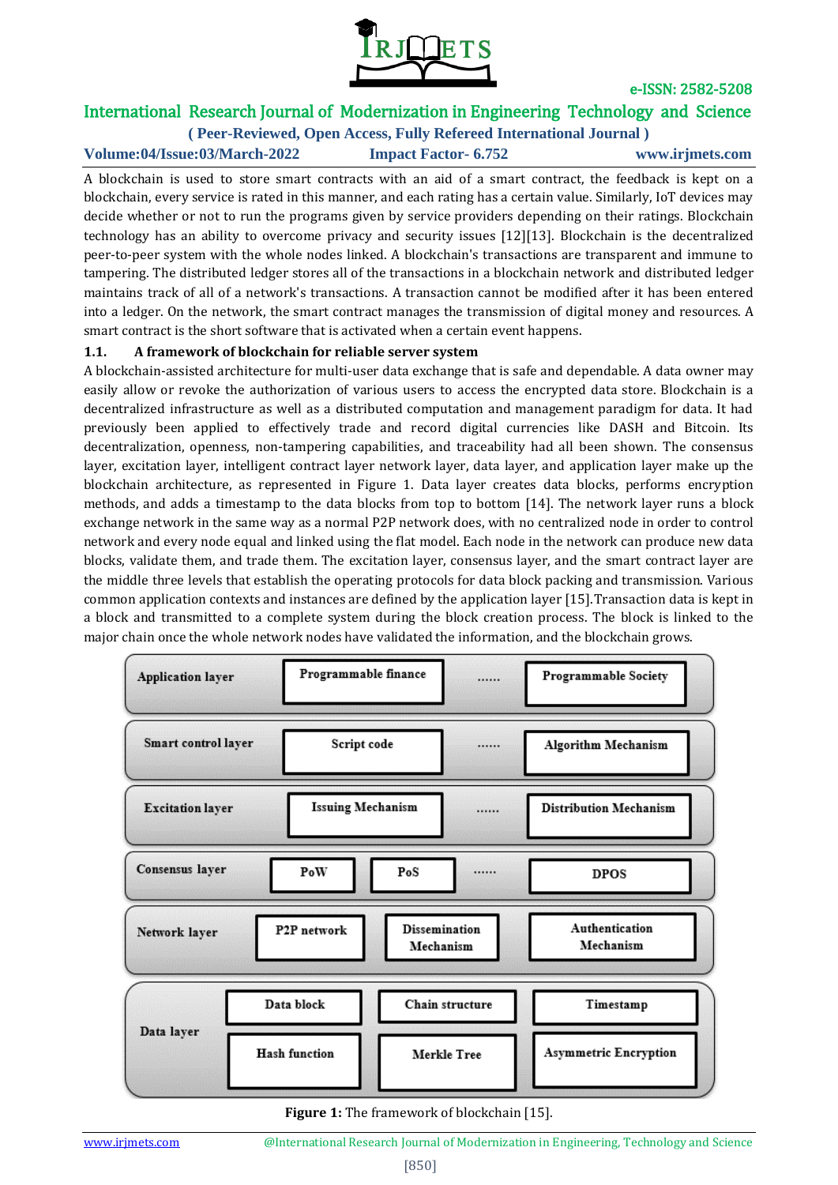A blockchain is used to store smart contracts with an aid of a smart contract, the feedback is kept on a blockchain, every service is rated in this manner, and each rating has a certain value. Similarly, IoT devices may decide whether or not to run the programs given by service providers depending on their ratings. Blockchain technology has an ability to overcome privacy and security issues [12][13]. Blockchain is the decentralized peer-to-peer system with the whole nodes linked. A blockchain's transactions are transparent and immune to tampering. The distributed ledger stores all of the transactions in a blockchain network and distributed ledger maintains track of all of a network's transactions. A transaction cannot be modified after it has been entered into a ledger. On the network, the smart contract manages the transmission of digital money and resources. A smart contract is the short software that is activated when a certain event happens.

### 1.1. A framework of blockchain for reliable server system

A blockchain-assisted architecture for multi-user data exchange that is safe and dependable. A data owner may easily allow or revoke the authorization of various users to access the encrypted data store. Blockchain is a decentralized infrastructure as well as a distributed computation and management paradigm for data. It had previously been applied to effectively trade and record digital currencies like DASH and Bitcoin. Its decentralization, openness, non-tampering capabilities, and traceability had all been shown. The consensus layer, excitation layer, intelligent contract layer network layer, data layer, and application layer make up the blockchain architecture, as represented in Figure 1. Data layer creates data blocks, performs encryption methods, and adds a timestamp to the data blocks from top to bottom [14]. The network layer runs a block exchange network in the same way as a normal P2P network does, with no centralized node in order to control network and every node equal and linked using the flat model. Each node in the network can produce new data blocks, validate them, and trade them. The excitation layer, consensus layer, and the smart contract layer are the middle three levels that establish the operating protocols for data block packing and transmission. Various common application contexts and instances are defined by the application layer [15].Transaction data is kept in a block and transmitted to a complete system during the block creation process. The block is linked to the major chain once the whole network nodes have validated the information, and the blockchain grows.

| Layer | | | | |
|---|---|---|---|---|
| Application layer | Programmable finance | …… | Programmable Society | |
| Smart control layer | Script code | …… | Algorithm Mechanism | |
| Excitation layer | Issuing Mechanism | …… | Distribution Mechanism | |
| Consensus layer | PoW | PoS | …… | DPOS |
| Network layer | P2P network | Dissemination Mechanism | Authentication Mechanism | |
| Data layer | Data block | Chain structure | Timestamp | |
| | Hash function | Merkle Tree | Asymmetric Encryption | |

**Figure 1:** The framework of blockchain [15].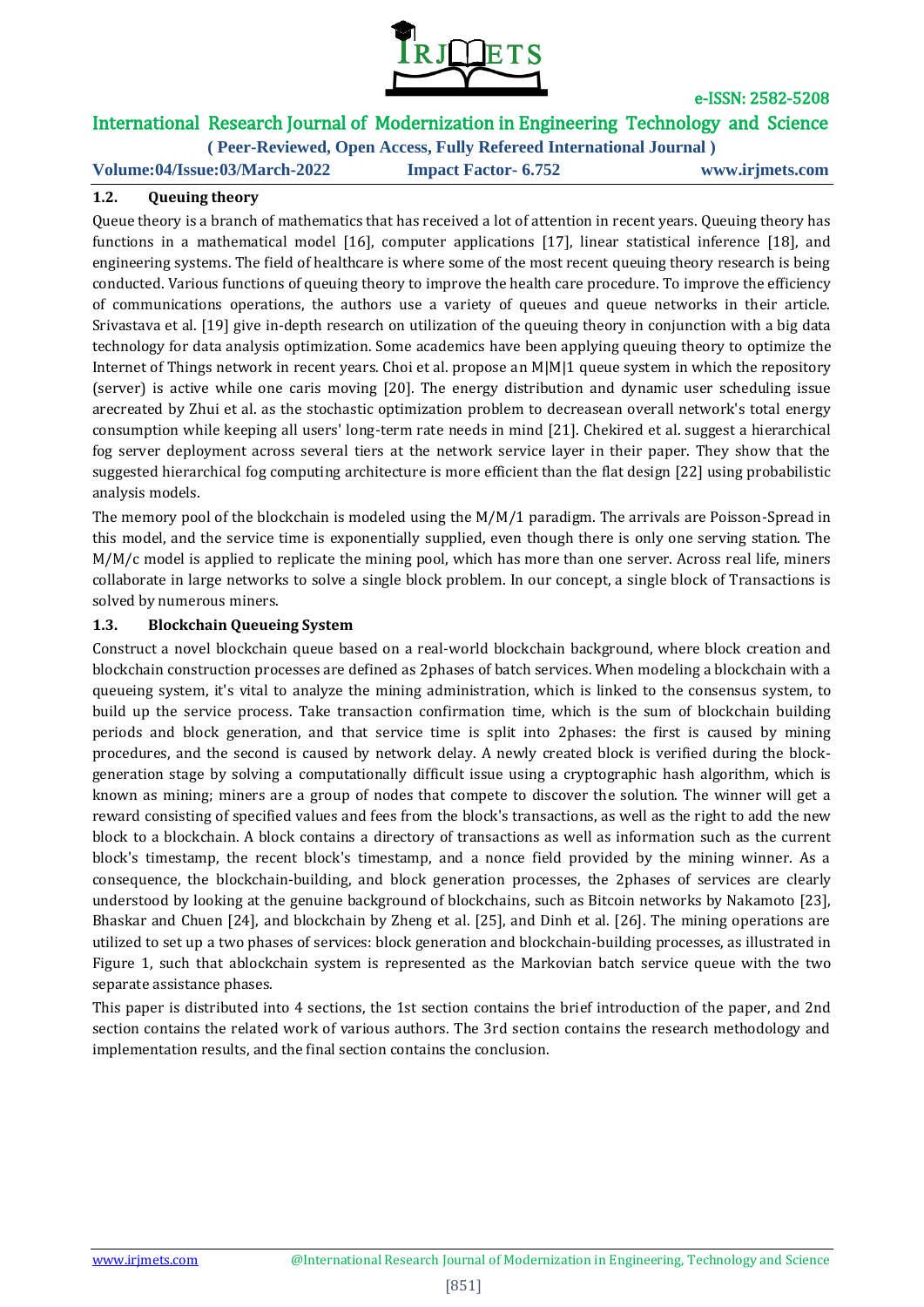### 1.2. Queuing theory

Queue theory is a branch of mathematics that has received a lot of attention in recent years. Queuing theory has functions in a mathematical model [16], computer applications [17], linear statistical inference [18], and engineering systems. The field of healthcare is where some of the most recent queuing theory research is being conducted. Various functions of queuing theory to improve the health care procedure. To improve the efficiency of communications operations, the authors use a variety of queues and queue networks in their article. Srivastava et al. [19] give in-depth research on utilization of the queuing theory in conjunction with a big data technology for data analysis optimization. Some academics have been applying queuing theory to optimize the Internet of Things network in recent years. Choi et al. propose an M|M|1 queue system in which the repository (server) is active while one caris moving [20]. The energy distribution and dynamic user scheduling issue arecreated by Zhui et al. as the stochastic optimization problem to decreasean overall network's total energy consumption while keeping all users' long-term rate needs in mind [21]. Chekired et al. suggest a hierarchical fog server deployment across several tiers at the network service layer in their paper. They show that the suggested hierarchical fog computing architecture is more efficient than the flat design [22] using probabilistic analysis models.

The memory pool of the blockchain is modeled using the M/M/1 paradigm. The arrivals are Poisson-Spread in this model, and the service time is exponentially supplied, even though there is only one serving station. The M/M/c model is applied to replicate the mining pool, which has more than one server. Across real life, miners collaborate in large networks to solve a single block problem. In our concept, a single block of Transactions is solved by numerous miners.

### 1.3. Blockchain Queueing System

Construct a novel blockchain queue based on a real-world blockchain background, where block creation and blockchain construction processes are defined as 2phases of batch services. When modeling a blockchain with a queueing system, it's vital to analyze the mining administration, which is linked to the consensus system, to build up the service process. Take transaction confirmation time, which is the sum of blockchain building periods and block generation, and that service time is split into 2phases: the first is caused by mining procedures, and the second is caused by network delay. A newly created block is verified during the block-generation stage by solving a computationally difficult issue using a cryptographic hash algorithm, which is known as mining; miners are a group of nodes that compete to discover the solution. The winner will get a reward consisting of specified values and fees from the block's transactions, as well as the right to add the new block to a blockchain. A block contains a directory of transactions as well as information such as the current block's timestamp, the recent block's timestamp, and a nonce field provided by the mining winner. As a consequence, the blockchain-building, and block generation processes, the 2phases of services are clearly understood by looking at the genuine background of blockchains, such as Bitcoin networks by Nakamoto [23], Bhaskar and Chuen [24], and blockchain by Zheng et al. [25], and Dinh et al. [26]. The mining operations are utilized to set up a two phases of services: block generation and blockchain-building processes, as illustrated in Figure 1, such that ablockchain system is represented as the Markovian batch service queue with the two separate assistance phases.

This paper is distributed into 4 sections, the 1st section contains the brief introduction of the paper, and 2nd section contains the related work of various authors. The 3rd section contains the research methodology and implementation results, and the final section contains the conclusion.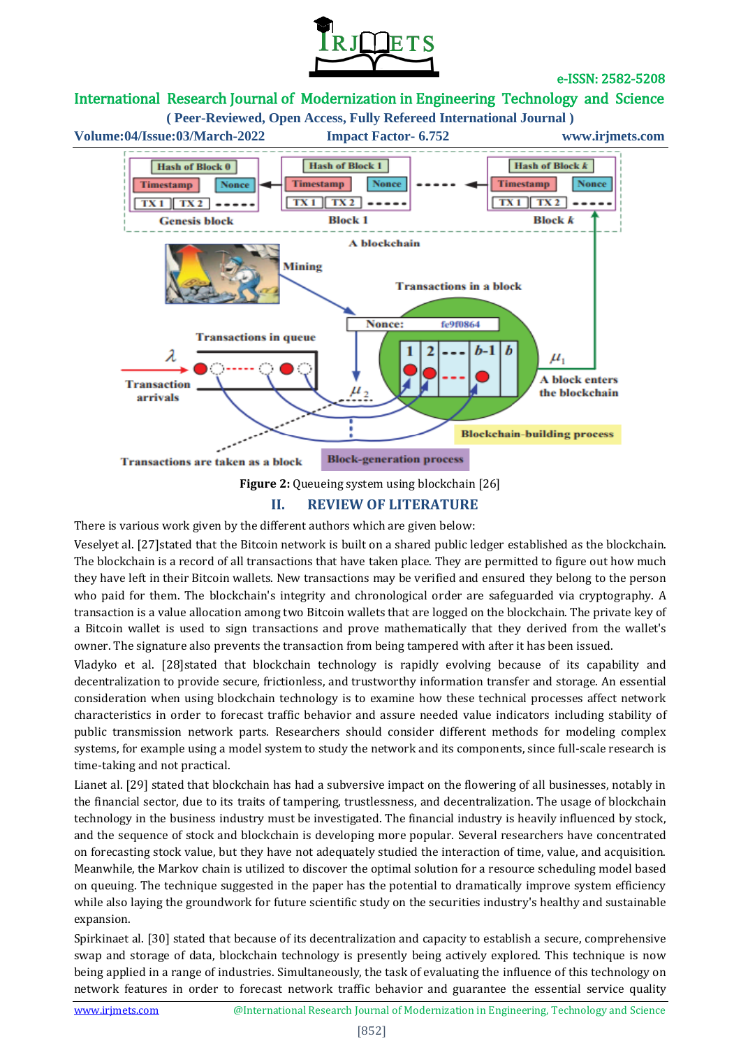Figure 2: Queueing system using blockchain [26]

## II. REVIEW OF LITERATURE

There is various work given by the different authors which are given below:

Veselyet al. [27]stated that the Bitcoin network is built on a shared public ledger established as the blockchain. The blockchain is a record of all transactions that have taken place. They are permitted to figure out how much they have left in their Bitcoin wallets. New transactions may be verified and ensured they belong to the person who paid for them. The blockchain's integrity and chronological order are safeguarded via cryptography. A transaction is a value allocation among two Bitcoin wallets that are logged on the blockchain. The private key of a Bitcoin wallet is used to sign transactions and prove mathematically that they derived from the wallet's owner. The signature also prevents the transaction from being tampered with after it has been issued.

Vladyko et al. [28]stated that blockchain technology is rapidly evolving because of its capability and decentralization to provide secure, frictionless, and trustworthy information transfer and storage. An essential consideration when using blockchain technology is to examine how these technical processes affect network characteristics in order to forecast traffic behavior and assure needed value indicators including stability of public transmission network parts. Researchers should consider different methods for modeling complex systems, for example using a model system to study the network and its components, since full-scale research is time-taking and not practical.

Lianet al. [29] stated that blockchain has had a subversive impact on the flowering of all businesses, notably in the financial sector, due to its traits of tampering, trustlessness, and decentralization. The usage of blockchain technology in the business industry must be investigated. The financial industry is heavily influenced by stock, and the sequence of stock and blockchain is developing more popular. Several researchers have concentrated on forecasting stock value, but they have not adequately studied the interaction of time, value, and acquisition. Meanwhile, the Markov chain is utilized to discover the optimal solution for a resource scheduling model based on queuing. The technique suggested in the paper has the potential to dramatically improve system efficiency while also laying the groundwork for future scientific study on the securities industry's healthy and sustainable expansion.

Spirkinaet al. [30] stated that because of its decentralization and capacity to establish a secure, comprehensive swap and storage of data, blockchain technology is presently being actively explored. This technique is now being applied in a range of industries. Simultaneously, the task of evaluating the influence of this technology on network features in order to forecast network traffic behavior and guarantee the essential service quality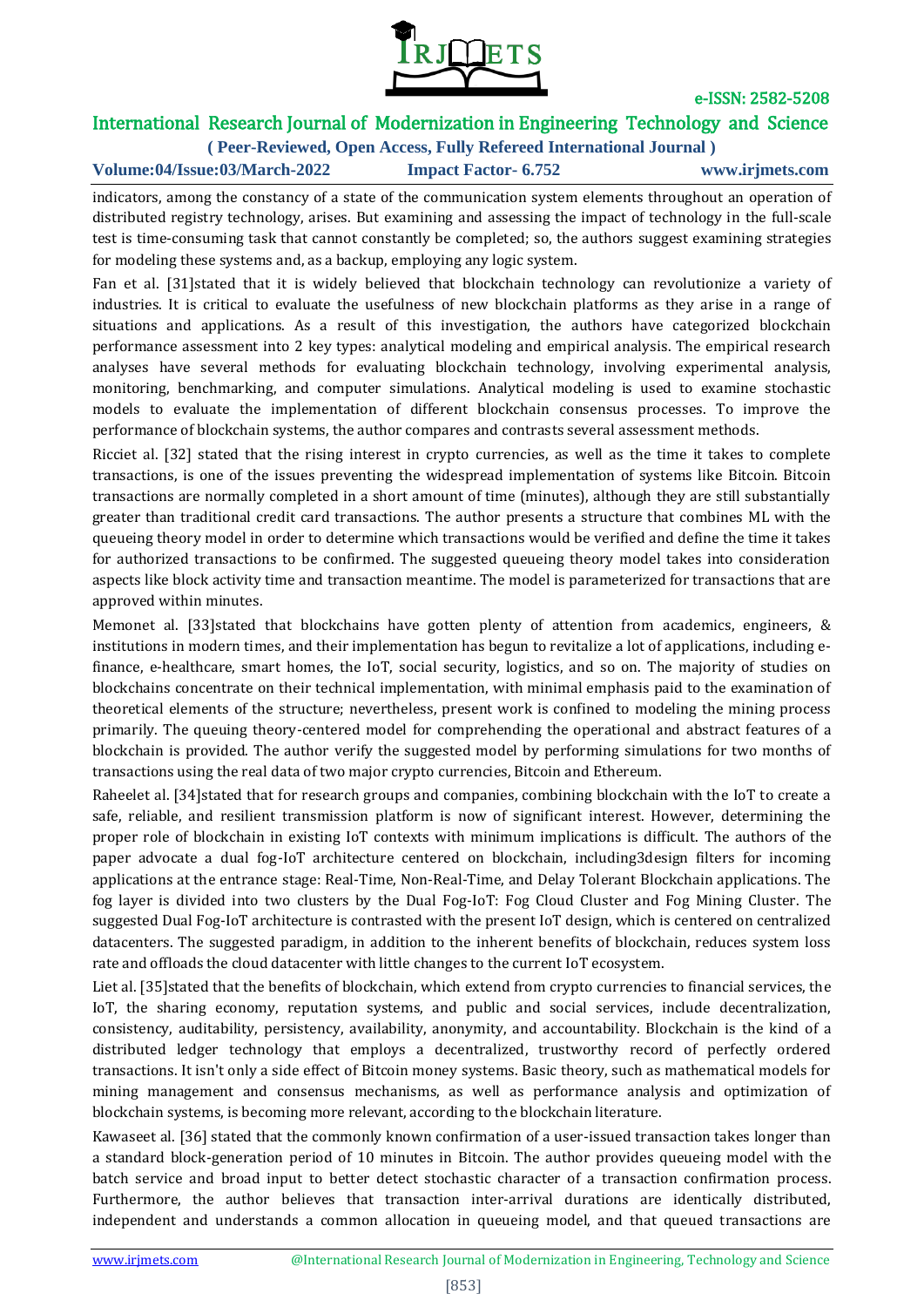indicators, among the constancy of a state of the communication system elements throughout an operation of distributed registry technology, arises. But examining and assessing the impact of technology in the full-scale test is time-consuming task that cannot constantly be completed; so, the authors suggest examining strategies for modeling these systems and, as a backup, employing any logic system.

Fan et al. [31]stated that it is widely believed that blockchain technology can revolutionize a variety of industries. It is critical to evaluate the usefulness of new blockchain platforms as they arise in a range of situations and applications. As a result of this investigation, the authors have categorized blockchain performance assessment into 2 key types: analytical modeling and empirical analysis. The empirical research analyses have several methods for evaluating blockchain technology, involving experimental analysis, monitoring, benchmarking, and computer simulations. Analytical modeling is used to examine stochastic models to evaluate the implementation of different blockchain consensus processes. To improve the performance of blockchain systems, the author compares and contrasts several assessment methods.

Ricciet al. [32] stated that the rising interest in crypto currencies, as well as the time it takes to complete transactions, is one of the issues preventing the widespread implementation of systems like Bitcoin. Bitcoin transactions are normally completed in a short amount of time (minutes), although they are still substantially greater than traditional credit card transactions. The author presents a structure that combines ML with the queueing theory model in order to determine which transactions would be verified and define the time it takes for authorized transactions to be confirmed. The suggested queueing theory model takes into consideration aspects like block activity time and transaction meantime. The model is parameterized for transactions that are approved within minutes.

Memonet al. [33]stated that blockchains have gotten plenty of attention from academics, engineers, & institutions in modern times, and their implementation has begun to revitalize a lot of applications, including e-finance, e-healthcare, smart homes, the IoT, social security, logistics, and so on. The majority of studies on blockchains concentrate on their technical implementation, with minimal emphasis paid to the examination of theoretical elements of the structure; nevertheless, present work is confined to modeling the mining process primarily. The queuing theory-centered model for comprehending the operational and abstract features of a blockchain is provided. The author verify the suggested model by performing simulations for two months of transactions using the real data of two major crypto currencies, Bitcoin and Ethereum.

Raheelet al. [34]stated that for research groups and companies, combining blockchain with the IoT to create a safe, reliable, and resilient transmission platform is now of significant interest. However, determining the proper role of blockchain in existing IoT contexts with minimum implications is difficult. The authors of the paper advocate a dual fog-IoT architecture centered on blockchain, including3design filters for incoming applications at the entrance stage: Real-Time, Non-Real-Time, and Delay Tolerant Blockchain applications. The fog layer is divided into two clusters by the Dual Fog-IoT: Fog Cloud Cluster and Fog Mining Cluster. The suggested Dual Fog-IoT architecture is contrasted with the present IoT design, which is centered on centralized datacenters. The suggested paradigm, in addition to the inherent benefits of blockchain, reduces system loss rate and offloads the cloud datacenter with little changes to the current IoT ecosystem.

Liet al. [35]stated that the benefits of blockchain, which extend from crypto currencies to financial services, the IoT, the sharing economy, reputation systems, and public and social services, include decentralization, consistency, auditability, persistency, availability, anonymity, and accountability. Blockchain is the kind of a distributed ledger technology that employs a decentralized, trustworthy record of perfectly ordered transactions. It isn't only a side effect of Bitcoin money systems. Basic theory, such as mathematical models for mining management and consensus mechanisms, as well as performance analysis and optimization of blockchain systems, is becoming more relevant, according to the blockchain literature.

Kawaseet al. [36] stated that the commonly known confirmation of a user-issued transaction takes longer than a standard block-generation period of 10 minutes in Bitcoin. The author provides queueing model with the batch service and broad input to better detect stochastic character of a transaction confirmation process. Furthermore, the author believes that transaction inter-arrival durations are identically distributed, independent and understands a common allocation in queueing model, and that queued transactions are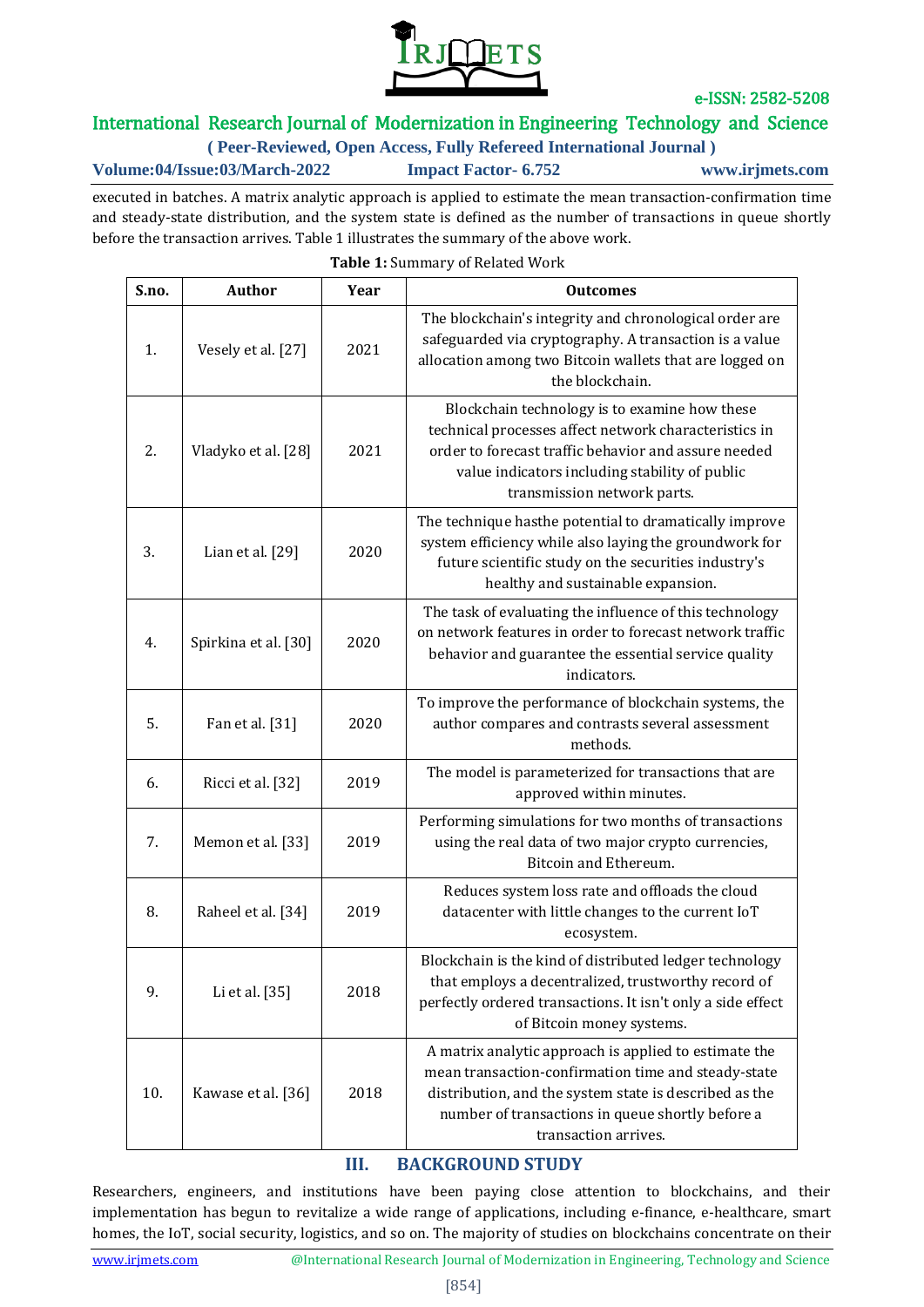executed in batches. A matrix analytic approach is applied to estimate the mean transaction-confirmation time and steady-state distribution, and the system state is defined as the number of transactions in queue shortly before the transaction arrives. Table 1 illustrates the summary of the above work.

**Table 1:** Summary of Related Work

| S.no. | Author | Year | Outcomes |
|---|---|---|---|
| 1. | Vesely et al. [27] | 2021 | The blockchain's integrity and chronological order are safeguarded via cryptography. A transaction is a value allocation among two Bitcoin wallets that are logged on the blockchain. |
| 2. | Vladyko et al. [28] | 2021 | Blockchain technology is to examine how these technical processes affect network characteristics in order to forecast traffic behavior and assure needed value indicators including stability of public transmission network parts. |
| 3. | Lian et al. [29] | 2020 | The technique hasthe potential to dramatically improve system efficiency while also laying the groundwork for future scientific study on the securities industry's healthy and sustainable expansion. |
| 4. | Spirkina et al. [30] | 2020 | The task of evaluating the influence of this technology on network features in order to forecast network traffic behavior and guarantee the essential service quality indicators. |
| 5. | Fan et al. [31] | 2020 | To improve the performance of blockchain systems, the author compares and contrasts several assessment methods. |
| 6. | Ricci et al. [32] | 2019 | The model is parameterized for transactions that are approved within minutes. |
| 7. | Memon et al. [33] | 2019 | Performing simulations for two months of transactions using the real data of two major crypto currencies, Bitcoin and Ethereum. |
| 8. | Raheel et al. [34] | 2019 | Reduces system loss rate and offloads the cloud datacenter with little changes to the current IoT ecosystem. |
| 9. | Li et al. [35] | 2018 | Blockchain is the kind of distributed ledger technology that employs a decentralized, trustworthy record of perfectly ordered transactions. It isn't only a side effect of Bitcoin money systems. |
| 10. | Kawase et al. [36] | 2018 | A matrix analytic approach is applied to estimate the mean transaction-confirmation time and steady-state distribution, and the system state is described as the number of transactions in queue shortly before a transaction arrives. |

## III. BACKGROUND STUDY

Researchers, engineers, and institutions have been paying close attention to blockchains, and their implementation has begun to revitalize a wide range of applications, including e-finance, e-healthcare, smart homes, the IoT, social security, logistics, and so on. The majority of studies on blockchains concentrate on their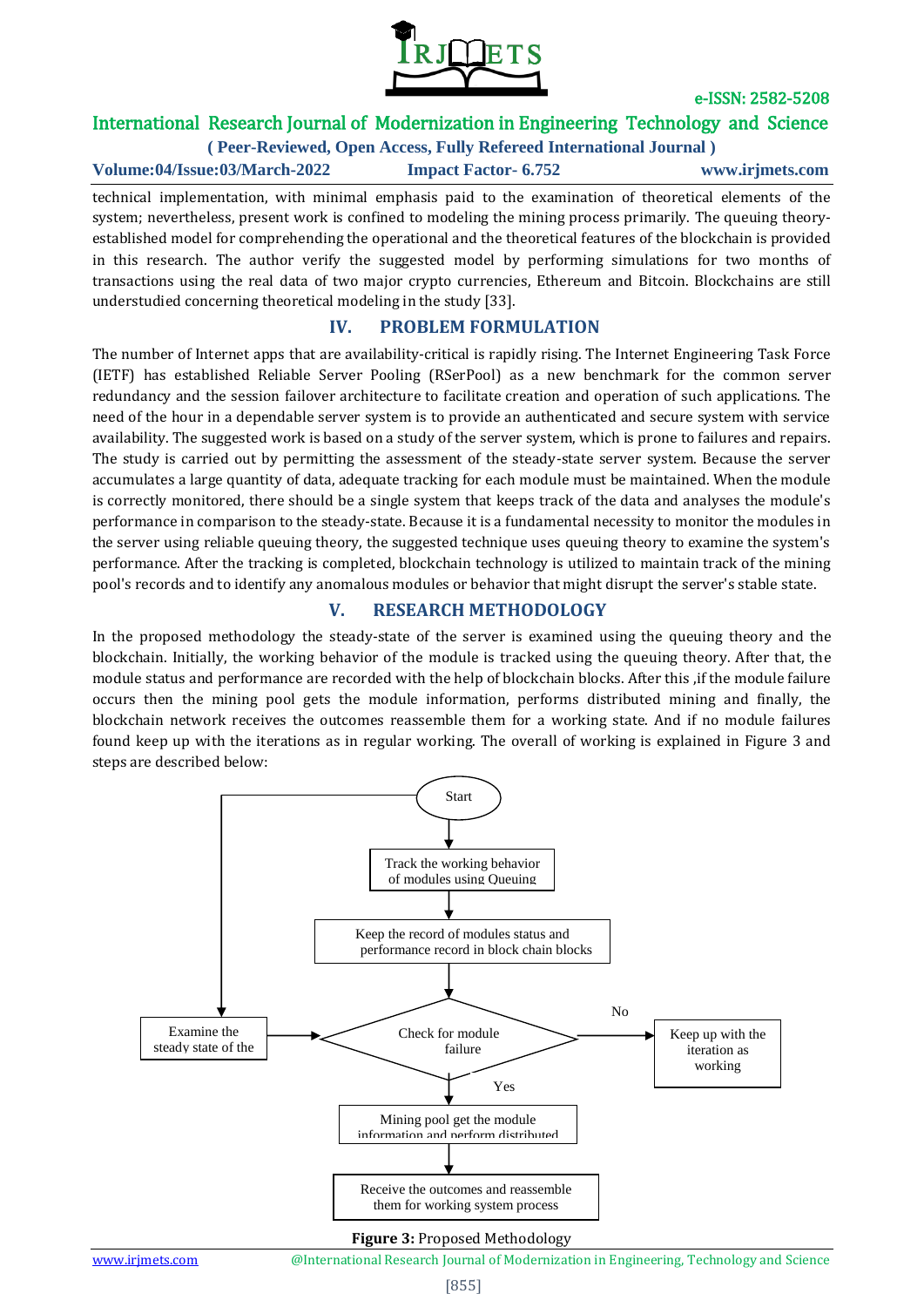technical implementation, with minimal emphasis paid to the examination of theoretical elements of the system; nevertheless, present work is confined to modeling the mining process primarily. The queuing theory-established model for comprehending the operational and the theoretical features of the blockchain is provided in this research. The author verify the suggested model by performing simulations for two months of transactions using the real data of two major crypto currencies, Ethereum and Bitcoin. Blockchains are still understudied concerning theoretical modeling in the study [33].

## IV. PROBLEM FORMULATION

The number of Internet apps that are availability-critical is rapidly rising. The Internet Engineering Task Force (IETF) has established Reliable Server Pooling (RSerPool) as a new benchmark for the common server redundancy and the session failover architecture to facilitate creation and operation of such applications. The need of the hour in a dependable server system is to provide an authenticated and secure system with service availability. The suggested work is based on a study of the server system, which is prone to failures and repairs. The study is carried out by permitting the assessment of the steady-state server system. Because the server accumulates a large quantity of data, adequate tracking for each module must be maintained. When the module is correctly monitored, there should be a single system that keeps track of the data and analyses the module's performance in comparison to the steady-state. Because it is a fundamental necessity to monitor the modules in the server using reliable queuing theory, the suggested technique uses queuing theory to examine the system's performance. After the tracking is completed, blockchain technology is utilized to maintain track of the mining pool's records and to identify any anomalous modules or behavior that might disrupt the server's stable state.

## V. RESEARCH METHODOLOGY

In the proposed methodology the steady-state of the server is examined using the queuing theory and the blockchain. Initially, the working behavior of the module is tracked using the queuing theory. After that, the module status and performance are recorded with the help of blockchain blocks. After this ,if the module failure occurs then the mining pool gets the module information, performs distributed mining and finally, the blockchain network receives the outcomes reassemble them for a working state. And if no module failures found keep up with the iterations as in regular working. The overall of working is explained in Figure 3 and steps are described below:

Start

Track the working behavior of modules using Queuing

Keep the record of modules status and performance record in block chain blocks

Examine the steady state of the

Check for module failure

No

Keep up with the iteration as working

Yes

Mining pool get the module information and perform distributed

Receive the outcomes and reassemble them for working system process

**Figure 3:** Proposed Methodology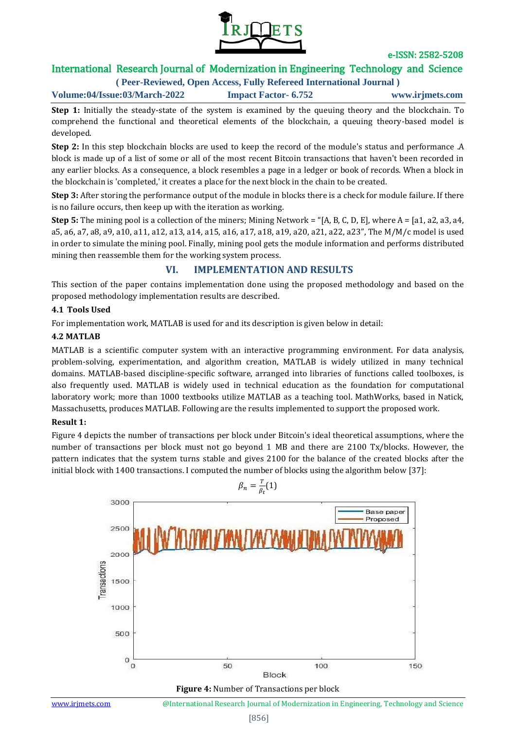**Step 1:** Initially the steady-state of the system is examined by the queuing theory and the blockchain. To comprehend the functional and theoretical elements of the blockchain, a queuing theory-based model is developed.

**Step 2:** In this step blockchain blocks are used to keep the record of the module's status and performance .A block is made up of a list of some or all of the most recent Bitcoin transactions that haven't been recorded in any earlier blocks. As a consequence, a block resembles a page in a ledger or book of records. When a block in the blockchain is 'completed,' it creates a place for the next block in the chain to be created.

**Step 3:** After storing the performance output of the module in blocks there is a check for module failure. If there is no failure occurs, then keep up with the iteration as working.

**Step 5:** The mining pool is a collection of the miners; Mining Network = "[A, B, C, D, E], where A = [a1, a2, a3, a4, a5, a6, a7, a8, a9, a10, a11, a12, a13, a14, a15, a16, a17, a18, a19, a20, a21, a22, a23", The M/M/c model is used in order to simulate the mining pool. Finally, mining pool gets the module information and performs distributed mining then reassemble them for the working system process.

## VI. IMPLEMENTATION AND RESULTS

This section of the paper contains implementation done using the proposed methodology and based on the proposed methodology implementation results are described.

### 4.1 Tools Used

For implementation work, MATLAB is used for and its description is given below in detail:

### 4.2 MATLAB

MATLAB is a scientific computer system with an interactive programming environment. For data analysis, problem-solving, experimentation, and algorithm creation, MATLAB is widely utilized in many technical domains. MATLAB-based discipline-specific software, arranged into libraries of functions called toolboxes, is also frequently used. MATLAB is widely used in technical education as the foundation for computational laboratory work; more than 1000 textbooks utilize MATLAB as a teaching tool. MathWorks, based in Natick, Massachusetts, produces MATLAB. Following are the results implemented to support the proposed work.

**Result 1:**

Figure 4 depicts the number of transactions per block under Bitcoin's ideal theoretical assumptions, where the number of transactions per block must not go beyond 1 MB and there are 2100 Tx/blocks. However, the pattern indicates that the system turns stable and gives 2100 for the balance of the created blocks after the initial block with 1400 transactions. I computed the number of blocks using the algorithm below [37]:

$$\beta_n = \frac{T}{\beta_t} (1)$$

**Figure 4:** Number of Transactions per block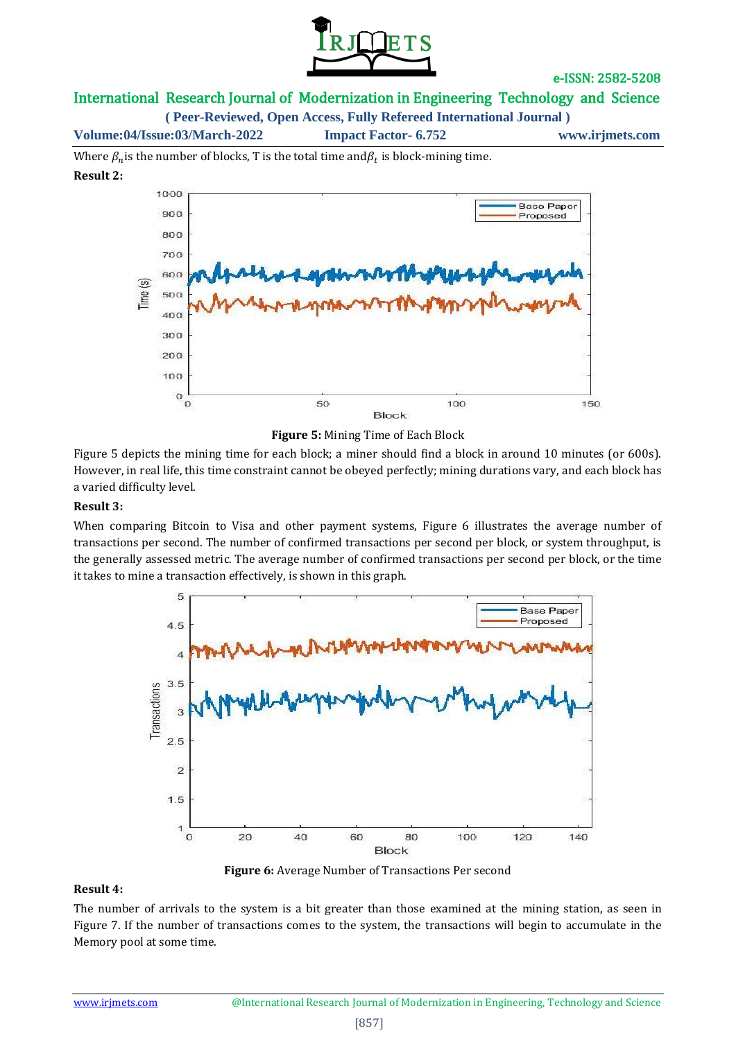Where $\beta_n$ is the number of blocks, T is the total time and $\beta_t$ is block-mining time.

**Result 2:**

**Figure 5:** Mining Time of Each Block

Figure 5 depicts the mining time for each block; a miner should find a block in around 10 minutes (or 600s). However, in real life, this time constraint cannot be obeyed perfectly; mining durations vary, and each block has a varied difficulty level.

**Result 3:**

When comparing Bitcoin to Visa and other payment systems, Figure 6 illustrates the average number of transactions per second. The number of confirmed transactions per second per block, or system throughput, is the generally assessed metric. The average number of confirmed transactions per second per block, or the time it takes to mine a transaction effectively, is shown in this graph.

**Figure 6:** Average Number of Transactions Per second

**Result 4:**

The number of arrivals to the system is a bit greater than those examined at the mining station, as seen in Figure 7. If the number of transactions comes to the system, the transactions will begin to accumulate in the Memory pool at some time.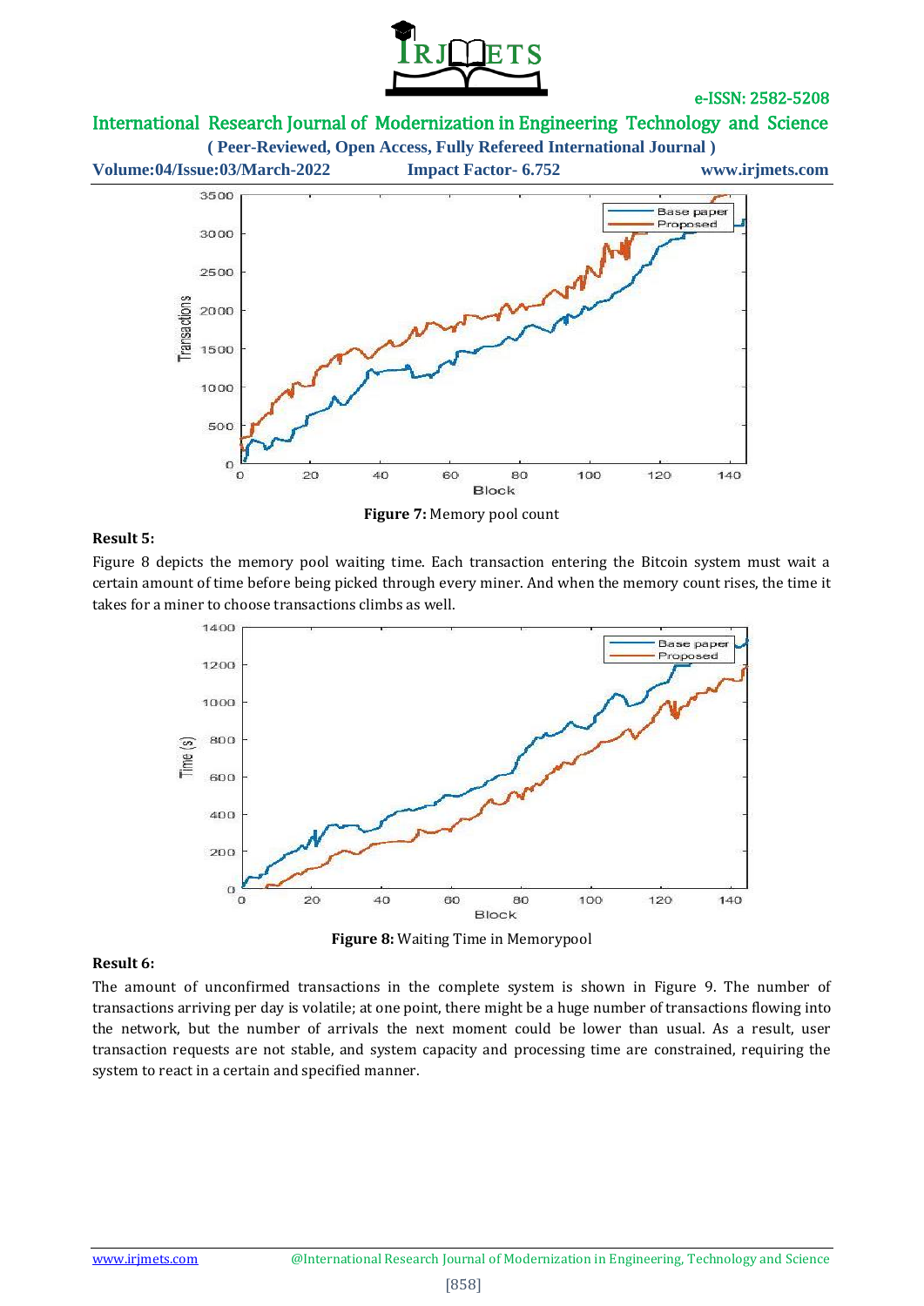**Figure 7:** Memory pool count

**Result 5:**

Figure 8 depicts the memory pool waiting time. Each transaction entering the Bitcoin system must wait a certain amount of time before being picked through every miner. And when the memory count rises, the time it takes for a miner to choose transactions climbs as well.

**Figure 8:** Waiting Time in Memorypool

**Result 6:**

The amount of unconfirmed transactions in the complete system is shown in Figure 9. The number of transactions arriving per day is volatile; at one point, there might be a huge number of transactions flowing into the network, but the number of arrivals the next moment could be lower than usual. As a result, user transaction requests are not stable, and system capacity and processing time are constrained, requiring the system to react in a certain and specified manner.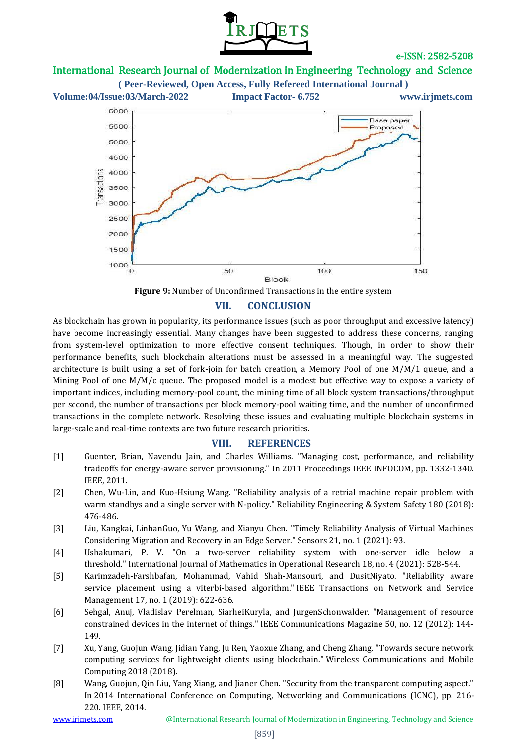**Figure 9:** Number of Unconfirmed Transactions in the entire system

## VII. CONCLUSION

As blockchain has grown in popularity, its performance issues (such as poor throughput and excessive latency) have become increasingly essential. Many changes have been suggested to address these concerns, ranging from system-level optimization to more effective consent techniques. Though, in order to show their performance benefits, such blockchain alterations must be assessed in a meaningful way. The suggested architecture is built using a set of fork-join for batch creation, a Memory Pool of one M/M/1 queue, and a Mining Pool of one M/M/c queue. The proposed model is a modest but effective way to expose a variety of important indices, including memory-pool count, the mining time of all block system transactions/throughput per second, the number of transactions per block memory-pool waiting time, and the number of unconfirmed transactions in the complete network. Resolving these issues and evaluating multiple blockchain systems in large-scale and real-time contexts are two future research priorities.

## VIII. REFERENCES

[1] Guenter, Brian, Navendu Jain, and Charles Williams. "Managing cost, performance, and reliability tradeoffs for energy-aware server provisioning." In 2011 Proceedings IEEE INFOCOM, pp. 1332-1340. IEEE, 2011.

[2] Chen, Wu-Lin, and Kuo-Hsiung Wang. "Reliability analysis of a retrial machine repair problem with warm standbys and a single server with N-policy." Reliability Engineering & System Safety 180 (2018): 476-486.

[3] Liu, Kangkai, LinhanGuo, Yu Wang, and Xianyu Chen. "Timely Reliability Analysis of Virtual Machines Considering Migration and Recovery in an Edge Server." Sensors 21, no. 1 (2021): 93.

[4] Ushakumari, P. V. "On a two-server reliability system with one-server idle below a threshold." International Journal of Mathematics in Operational Research 18, no. 4 (2021): 528-544.

[5] Karimzadeh-Farshbafan, Mohammad, Vahid Shah-Mansouri, and DusitNiyato. "Reliability aware service placement using a viterbi-based algorithm." IEEE Transactions on Network and Service Management 17, no. 1 (2019): 622-636.

[6] Sehgal, Anuj, Vladislav Perelman, SiarheiKuryla, and JurgenSchonwalder. "Management of resource constrained devices in the internet of things." IEEE Communications Magazine 50, no. 12 (2012): 144-149.

[7] Xu, Yang, Guojun Wang, Jidian Yang, Ju Ren, Yaoxue Zhang, and Cheng Zhang. "Towards secure network computing services for lightweight clients using blockchain." Wireless Communications and Mobile Computing 2018 (2018).

[8] Wang, Guojun, Qin Liu, Yang Xiang, and Jianer Chen. "Security from the transparent computing aspect." In 2014 International Conference on Computing, Networking and Communications (ICNC), pp. 216-220. IEEE, 2014.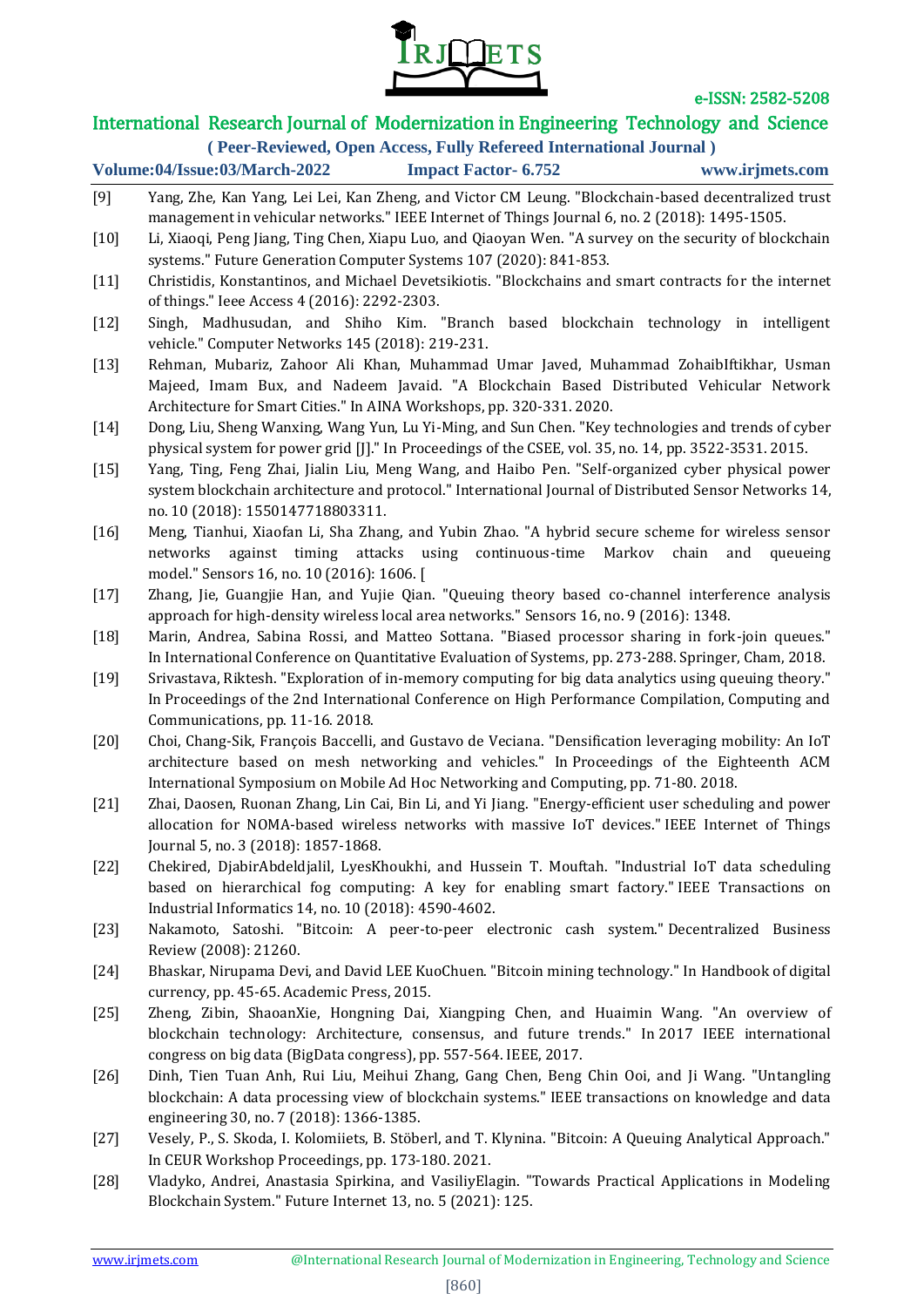[9] Yang, Zhe, Kan Yang, Lei Lei, Kan Zheng, and Victor CM Leung. "Blockchain-based decentralized trust management in vehicular networks." IEEE Internet of Things Journal 6, no. 2 (2018): 1495-1505.

[10] Li, Xiaoqi, Peng Jiang, Ting Chen, Xiapu Luo, and Qiaoyan Wen. "A survey on the security of blockchain systems." Future Generation Computer Systems 107 (2020): 841-853.

[11] Christidis, Konstantinos, and Michael Devetsikiotis. "Blockchains and smart contracts for the internet of things." Ieee Access 4 (2016): 2292-2303.

[12] Singh, Madhusudan, and Shiho Kim. "Branch based blockchain technology in intelligent vehicle." Computer Networks 145 (2018): 219-231.

[13] Rehman, Mubariz, Zahoor Ali Khan, Muhammad Umar Javed, Muhammad ZohaibIftikhar, Usman Majeed, Imam Bux, and Nadeem Javaid. "A Blockchain Based Distributed Vehicular Network Architecture for Smart Cities." In AINA Workshops, pp. 320-331. 2020.

[14] Dong, Liu, Sheng Wanxing, Wang Yun, Lu Yi-Ming, and Sun Chen. "Key technologies and trends of cyber physical system for power grid [J]." In Proceedings of the CSEE, vol. 35, no. 14, pp. 3522-3531. 2015.

[15] Yang, Ting, Feng Zhai, Jialin Liu, Meng Wang, and Haibo Pen. "Self-organized cyber physical power system blockchain architecture and protocol." International Journal of Distributed Sensor Networks 14, no. 10 (2018): 1550147718803311.

[16] Meng, Tianhui, Xiaofan Li, Sha Zhang, and Yubin Zhao. "A hybrid secure scheme for wireless sensor networks against timing attacks using continuous-time Markov chain and queueing model." Sensors 16, no. 10 (2016): 1606. [

[17] Zhang, Jie, Guangjie Han, and Yujie Qian. "Queuing theory based co-channel interference analysis approach for high-density wireless local area networks." Sensors 16, no. 9 (2016): 1348.

[18] Marin, Andrea, Sabina Rossi, and Matteo Sottana. "Biased processor sharing in fork-join queues." In International Conference on Quantitative Evaluation of Systems, pp. 273-288. Springer, Cham, 2018.

[19] Srivastava, Riktesh. "Exploration of in-memory computing for big data analytics using queuing theory." In Proceedings of the 2nd International Conference on High Performance Compilation, Computing and Communications, pp. 11-16. 2018.

[20] Choi, Chang-Sik, François Baccelli, and Gustavo de Veciana. "Densification leveraging mobility: An IoT architecture based on mesh networking and vehicles." In Proceedings of the Eighteenth ACM International Symposium on Mobile Ad Hoc Networking and Computing, pp. 71-80. 2018.

[21] Zhai, Daosen, Ruonan Zhang, Lin Cai, Bin Li, and Yi Jiang. "Energy-efficient user scheduling and power allocation for NOMA-based wireless networks with massive IoT devices." IEEE Internet of Things Journal 5, no. 3 (2018): 1857-1868.

[22] Chekired, DjabirAbdeldjalil, LyesKhoukhi, and Hussein T. Mouftah. "Industrial IoT data scheduling based on hierarchical fog computing: A key for enabling smart factory." IEEE Transactions on Industrial Informatics 14, no. 10 (2018): 4590-4602.

[23] Nakamoto, Satoshi. "Bitcoin: A peer-to-peer electronic cash system." Decentralized Business Review (2008): 21260.

[24] Bhaskar, Nirupama Devi, and David LEE KuoChuen. "Bitcoin mining technology." In Handbook of digital currency, pp. 45-65. Academic Press, 2015.

[25] Zheng, Zibin, ShaoanXie, Hongning Dai, Xiangping Chen, and Huaimin Wang. "An overview of blockchain technology: Architecture, consensus, and future trends." In 2017 IEEE international congress on big data (BigData congress), pp. 557-564. IEEE, 2017.

[26] Dinh, Tien Tuan Anh, Rui Liu, Meihui Zhang, Gang Chen, Beng Chin Ooi, and Ji Wang. "Untangling blockchain: A data processing view of blockchain systems." IEEE transactions on knowledge and data engineering 30, no. 7 (2018): 1366-1385.

[27] Vesely, P., S. Skoda, I. Kolomiiets, B. Stöberl, and T. Klynina. "Bitcoin: A Queuing Analytical Approach." In CEUR Workshop Proceedings, pp. 173-180. 2021.

[28] Vladyko, Andrei, Anastasia Spirkina, and VasiliyElagin. "Towards Practical Applications in Modeling Blockchain System." Future Internet 13, no. 5 (2021): 125.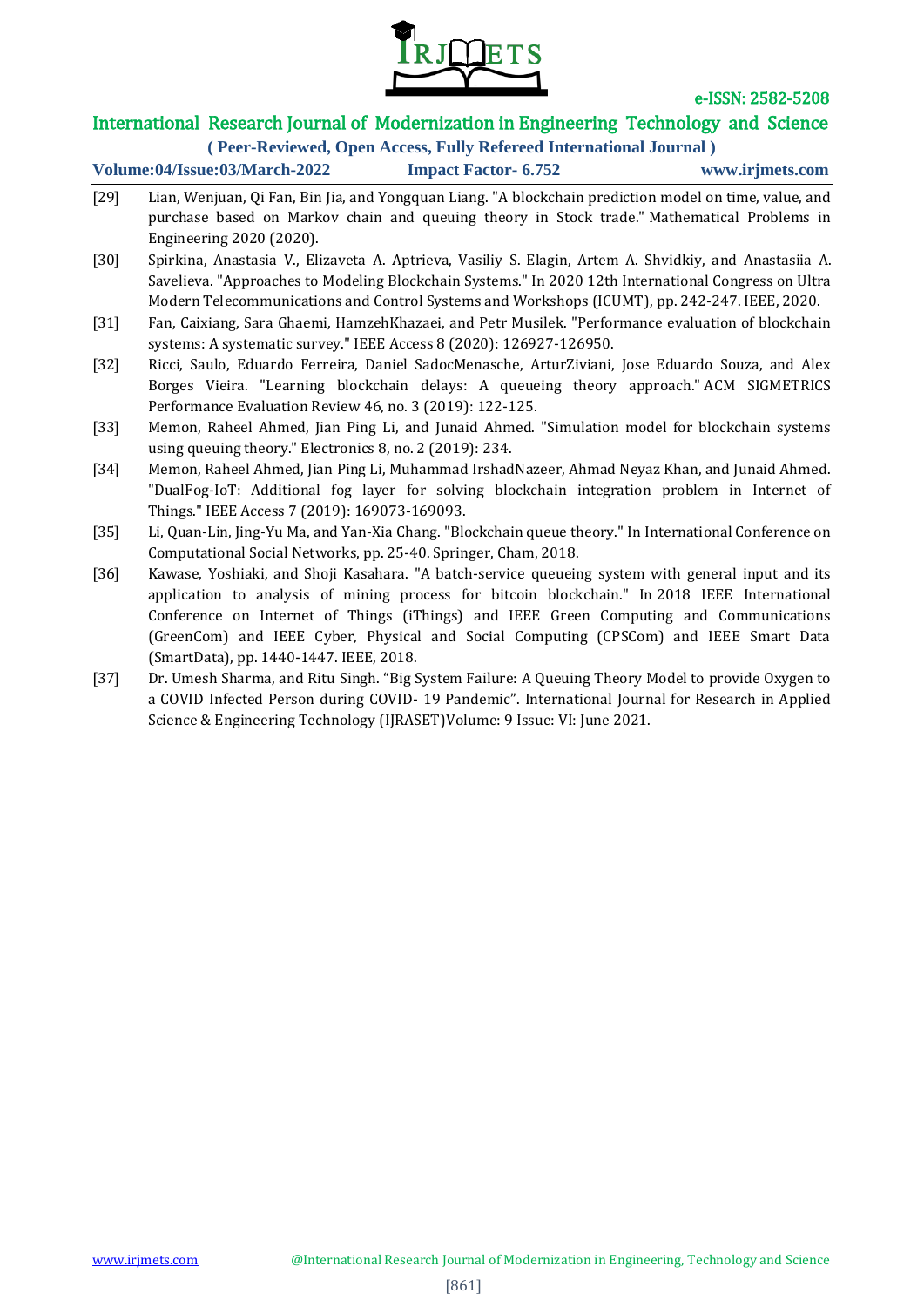[29] Lian, Wenjuan, Qi Fan, Bin Jia, and Yongquan Liang. "A blockchain prediction model on time, value, and purchase based on Markov chain and queuing theory in Stock trade." Mathematical Problems in Engineering 2020 (2020).

[30] Spirkina, Anastasia V., Elizaveta A. Aptrieva, Vasiliy S. Elagin, Artem A. Shvidkiy, and Anastasiia A. Savelieva. "Approaches to Modeling Blockchain Systems." In 2020 12th International Congress on Ultra Modern Telecommunications and Control Systems and Workshops (ICUMT), pp. 242-247. IEEE, 2020.

[31] Fan, Caixiang, Sara Ghaemi, HamzehKhazaei, and Petr Musilek. "Performance evaluation of blockchain systems: A systematic survey." IEEE Access 8 (2020): 126927-126950.

[32] Ricci, Saulo, Eduardo Ferreira, Daniel SadocMenasche, ArturZiviani, Jose Eduardo Souza, and Alex Borges Vieira. "Learning blockchain delays: A queueing theory approach." ACM SIGMETRICS Performance Evaluation Review 46, no. 3 (2019): 122-125.

[33] Memon, Raheel Ahmed, Jian Ping Li, and Junaid Ahmed. "Simulation model for blockchain systems using queuing theory." Electronics 8, no. 2 (2019): 234.

[34] Memon, Raheel Ahmed, Jian Ping Li, Muhammad IrshadNazeer, Ahmad Neyaz Khan, and Junaid Ahmed. "DualFog-IoT: Additional fog layer for solving blockchain integration problem in Internet of Things." IEEE Access 7 (2019): 169073-169093.

[35] Li, Quan-Lin, Jing-Yu Ma, and Yan-Xia Chang. "Blockchain queue theory." In International Conference on Computational Social Networks, pp. 25-40. Springer, Cham, 2018.

[36] Kawase, Yoshiaki, and Shoji Kasahara. "A batch-service queueing system with general input and its application to analysis of mining process for bitcoin blockchain." In 2018 IEEE International Conference on Internet of Things (iThings) and IEEE Green Computing and Communications (GreenCom) and IEEE Cyber, Physical and Social Computing (CPSCom) and IEEE Smart Data (SmartData), pp. 1440-1447. IEEE, 2018.

[37] Dr. Umesh Sharma, and Ritu Singh. "Big System Failure: A Queuing Theory Model to provide Oxygen to a COVID Infected Person during COVID- 19 Pandemic". International Journal for Research in Applied Science & Engineering Technology (IJRASET)Volume: 9 Issue: VI: June 2021.